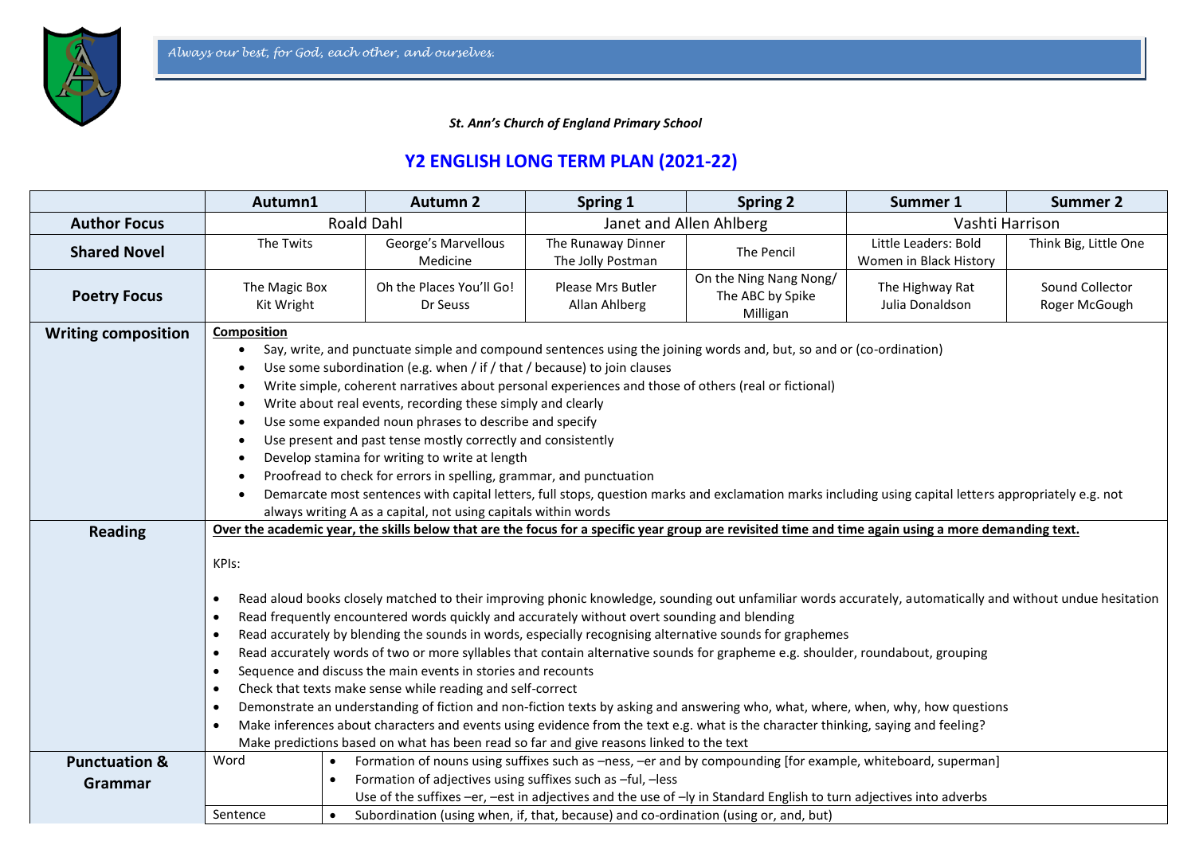*Always our best, for God, each other, and ourselves.*

***St. Ann's Church of England Primary School***

# Y2 ENGLISH LONG TERM PLAN (2021-22)

| | Autumn1 | Autumn 2 | Spring 1 | Spring 2 | Summer 1 | Summer 2 |
|---|---|---|---|---|---|---|
| **Author Focus** | Roald Dahl | | Janet and Allen Ahlberg | | Vashti Harrison | |
| **Shared Novel** | The Twits | George's Marvellous Medicine | The Runaway Dinner<br>The Jolly Postman | The Pencil | Little Leaders: Bold Women in Black History | Think Big, Little One |
| **Poetry Focus** | The Magic Box<br>Kit Wright | Oh the Places You'll Go!<br>Dr Seuss | Please Mrs Butler<br>Allan Ahlberg | On the Ning Nang Nong/ The ABC by Spike Milligan | The Highway Rat<br>Julia Donaldson | Sound Collector<br>Roger McGough |
| **Writing composition** | **Composition**<br>• Say, write, and punctuate simple and compound sentences using the joining words and, but, so and or (co-ordination)<br>• Use some subordination (e.g. when / if / that / because) to join clauses<br>• Write simple, coherent narratives about personal experiences and those of others (real or fictional)<br>• Write about real events, recording these simply and clearly<br>• Use some expanded noun phrases to describe and specify<br>• Use present and past tense mostly correctly and consistently<br>• Develop stamina for writing to write at length<br>• Proofread to check for errors in spelling, grammar, and punctuation<br>• Demarcate most sentences with capital letters, full stops, question marks and exclamation marks including using capital letters appropriately e.g. not always writing A as a capital, not using capitals within words | | | | | |
| **Reading** | **Over the academic year, the skills below that are the focus for a specific year group are revisited time and time again using a more demanding text.**<br><br>KPIs:<br><br>• Read aloud books closely matched to their improving phonic knowledge, sounding out unfamiliar words accurately, automatically and without undue hesitation<br>• Read frequently encountered words quickly and accurately without overt sounding and blending<br>• Read accurately by blending the sounds in words, especially recognising alternative sounds for graphemes<br>• Read accurately words of two or more syllables that contain alternative sounds for grapheme e.g. shoulder, roundabout, grouping<br>• Sequence and discuss the main events in stories and recounts<br>• Check that texts make sense while reading and self-correct<br>• Demonstrate an understanding of fiction and non-fiction texts by asking and answering who, what, where, when, why, how questions<br>• Make inferences about characters and events using evidence from the text e.g. what is the character thinking, saying and feeling?<br>Make predictions based on what has been read so far and give reasons linked to the text | | | | | |
| **Punctuation & Grammar** | Word | • Formation of nouns using suffixes such as –ness, –er and by compounding [for example, whiteboard, superman]<br>• Formation of adjectives using suffixes such as –ful, –less<br>Use of the suffixes –er, –est in adjectives and the use of –ly in Standard English to turn adjectives into adverbs | | | | |
| | Sentence | • Subordination (using when, if, that, because) and co-ordination (using or, and, but) | | | | |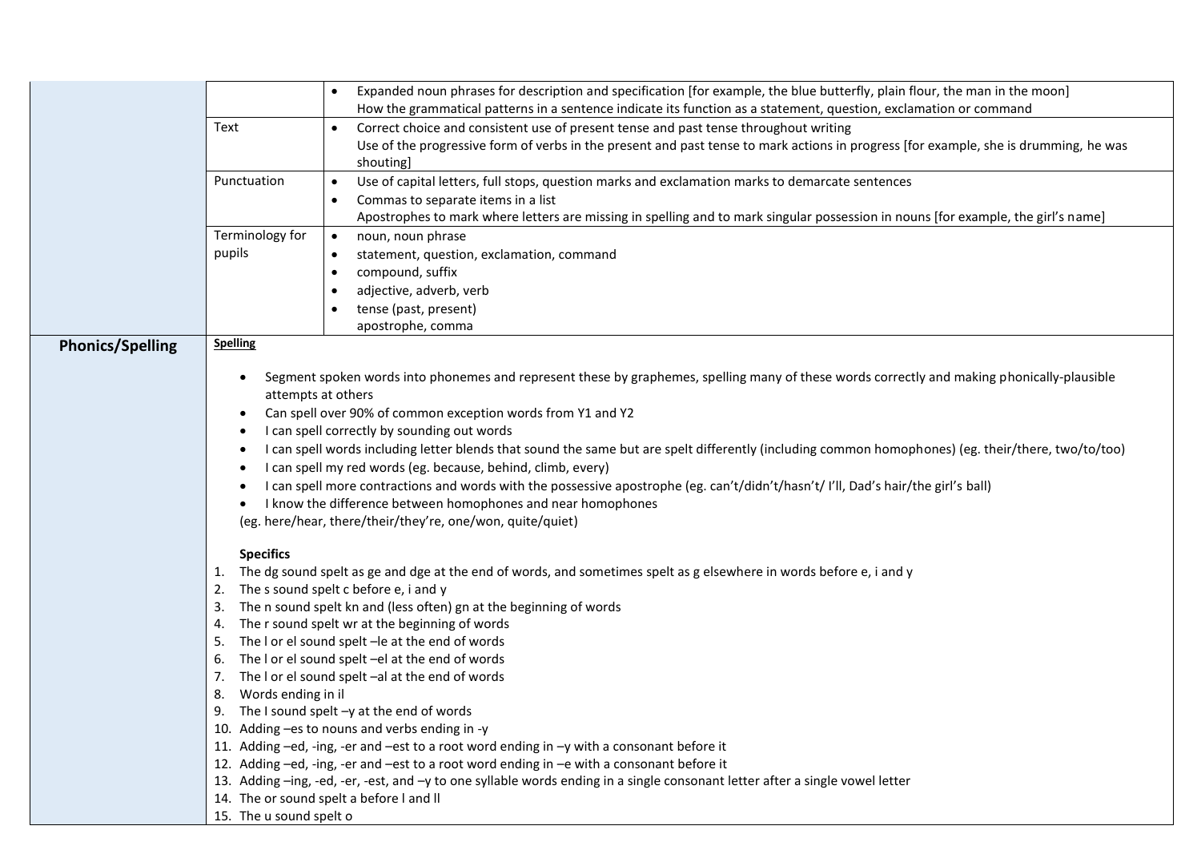| | | |
|---|---|---|
| | | • Expanded noun phrases for description and specification [for example, the blue butterfly, plain flour, the man in the moon]<br>How the grammatical patterns in a sentence indicate its function as a statement, question, exclamation or command |
| | Text | • Correct choice and consistent use of present tense and past tense throughout writing<br>Use of the progressive form of verbs in the present and past tense to mark actions in progress [for example, she is drumming, he was shouting] |
| | Punctuation | • Use of capital letters, full stops, question marks and exclamation marks to demarcate sentences<br>• Commas to separate items in a list<br>Apostrophes to mark where letters are missing in spelling and to mark singular possession in nouns [for example, the girl's name] |
| | Terminology for pupils | • noun, noun phrase<br>• statement, question, exclamation, command<br>• compound, suffix<br>• adjective, adverb, verb<br>• tense (past, present)<br>apostrophe, comma |
| **Phonics/Spelling** | **Spelling**<br><br>• Segment spoken words into phonemes and represent these by graphemes, spelling many of these words correctly and making phonically-plausible attempts at others<br>• Can spell over 90% of common exception words from Y1 and Y2<br>• I can spell correctly by sounding out words<br>• I can spell words including letter blends that sound the same but are spelt differently (including common homophones) (eg. their/there, two/to/too)<br>• I can spell my red words (eg. because, behind, climb, every)<br>• I can spell more contractions and words with the possessive apostrophe (eg. can't/didn't/hasn't/ I'll, Dad's hair/the girl's ball)<br>• I know the difference between homophones and near homophones<br>(eg. here/hear, there/their/they're, one/won, quite/quiet)<br><br>**Specifics**<br>1. The dg sound spelt as ge and dge at the end of words, and sometimes spelt as g elsewhere in words before e, i and y<br>2. The s sound spelt c before e, i and y<br>3. The n sound spelt kn and (less often) gn at the beginning of words<br>4. The r sound spelt wr at the beginning of words<br>5. The l or el sound spelt –le at the end of words<br>6. The l or el sound spelt –el at the end of words<br>7. The l or el sound spelt –al at the end of words<br>8. Words ending in il<br>9. The I sound spelt –y at the end of words<br>10. Adding –es to nouns and verbs ending in -y<br>11. Adding –ed, -ing, -er and –est to a root word ending in –y with a consonant before it<br>12. Adding –ed, -ing, -er and –est to a root word ending in –e with a consonant before it<br>13. Adding –ing, -ed, -er, -est, and –y to one syllable words ending in a single consonant letter after a single vowel letter<br>14. The or sound spelt a before l and ll<br>15. The u sound spelt o | |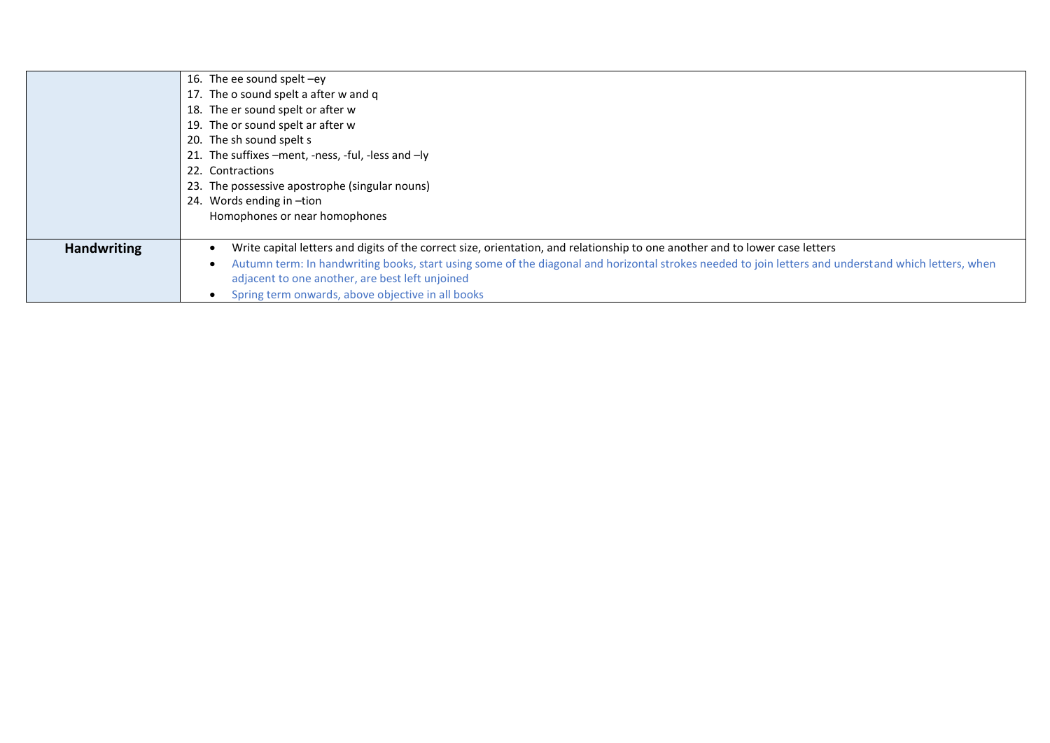| | |
|---|---|
| | 16. The ee sound spelt –ey<br>17. The o sound spelt a after w and q<br>18. The er sound spelt or after w<br>19. The or sound spelt ar after w<br>20. The sh sound spelt s<br>21. The suffixes –ment, -ness, -ful, -less and –ly<br>22. Contractions<br>23. The possessive apostrophe (singular nouns)<br>24. Words ending in –tion<br>Homophones or near homophones |
| **Handwriting** | • Write capital letters and digits of the correct size, orientation, and relationship to one another and to lower case letters<br>• Autumn term: In handwriting books, start using some of the diagonal and horizontal strokes needed to join letters and understand which letters, when adjacent to one another, are best left unjoined<br>• Spring term onwards, above objective in all books |